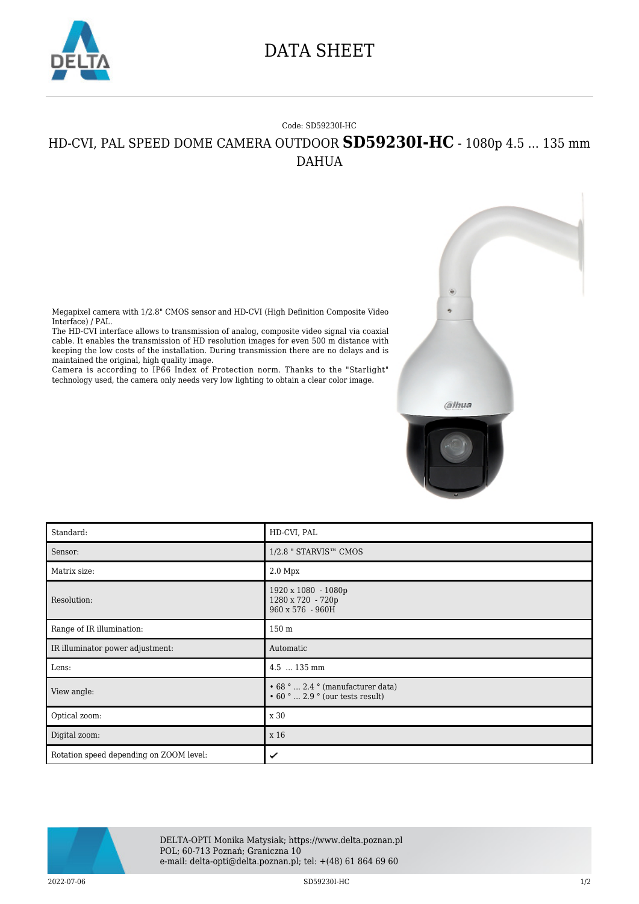# DATA SHEET

Code: SD59230I-HC

## HD-CVI, PAL SPEED DOME CAMERA OUTDOOR **SD59230I-HC** - 1080p 4.5 ... 135 mm DAHUA

Megapixel camera with 1/2.8" CMOS sensor and HD-CVI (High Definition Composite Video Interface) / PAL.
The HD-CVI interface allows to transmission of analog, composite video signal via coaxial cable. It enables the transmission of HD resolution images for even 500 m distance with keeping the low costs of the installation. During transmission there are no delays and is maintained the original, high quality image.
Camera is according to IP66 Index of Protection norm. Thanks to the "Starlight" technology used, the camera only needs very low lighting to obtain a clear color image.

| | |
|---|---|
| Standard: | HD-CVI, PAL |
| Sensor: | 1/2.8 " STARVIS™ CMOS |
| Matrix size: | 2.0 Mpx |
| Resolution: | 1920 x 1080 - 1080p<br>1280 x 720 - 720p<br>960 x 576 - 960H |
| Range of IR illumination: | 150 m |
| IR illuminator power adjustment: | Automatic |
| Lens: | 4.5 ... 135 mm |
| View angle: | • 68 ° ... 2.4 ° (manufacturer data)<br>• 60 ° ... 2.9 ° (our tests result) |
| Optical zoom: | x 30 |
| Digital zoom: | x 16 |
| Rotation speed depending on ZOOM level: | ✔ |

DELTA-OPTI Monika Matysiak; https://www.delta.poznan.pl
POL; 60-713 Poznań; Graniczna 10
e-mail: delta-opti@delta.poznan.pl; tel: +(48) 61 864 69 60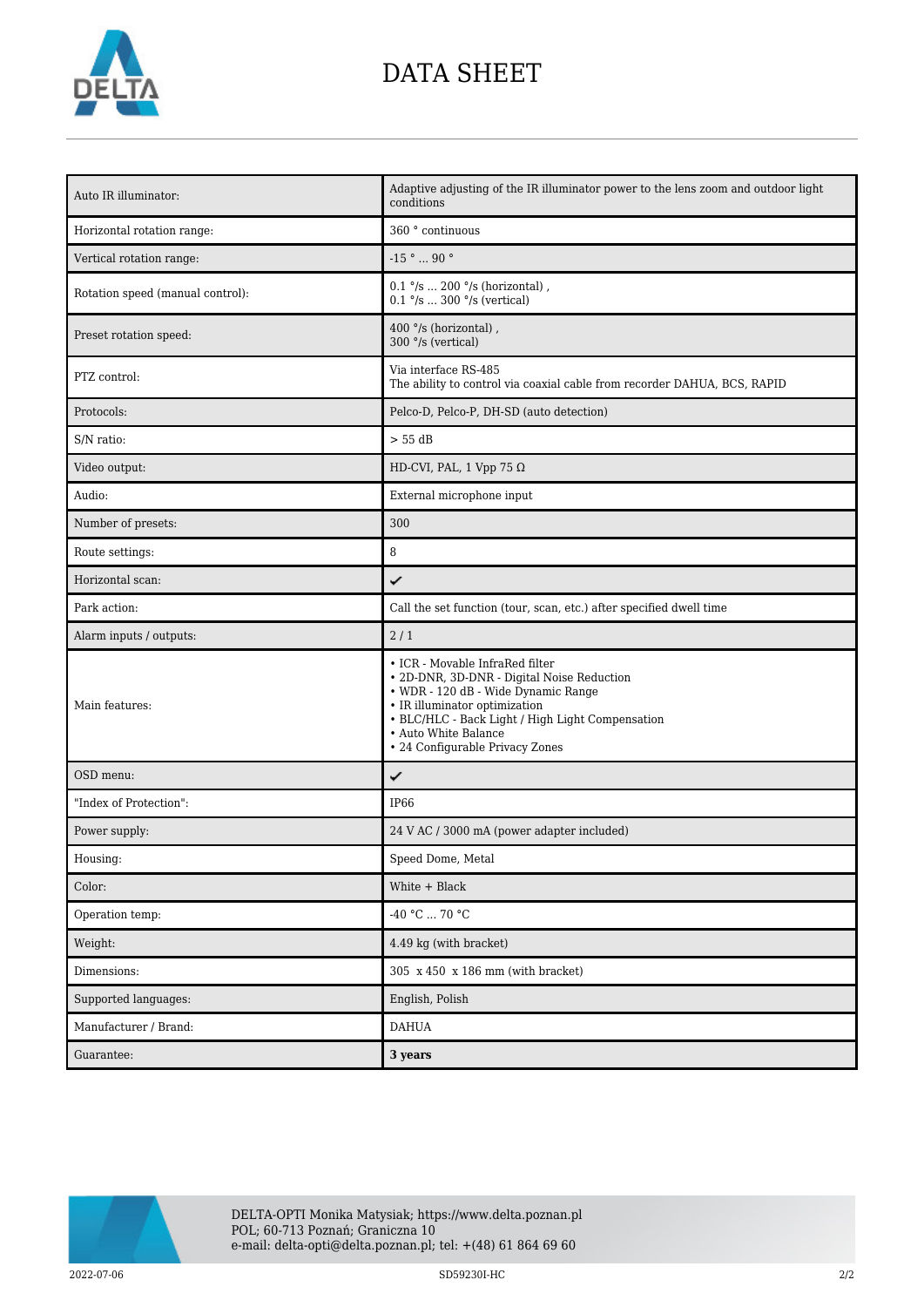# DATA SHEET

| | |
|---|---|
| Auto IR illuminator: | Adaptive adjusting of the IR illuminator power to the lens zoom and outdoor light conditions |
| Horizontal rotation range: | 360 ° continuous |
| Vertical rotation range: | -15 ° ... 90 ° |
| Rotation speed (manual control): | 0.1 °/s ... 200 °/s (horizontal) ,<br>0.1 °/s ... 300 °/s (vertical) |
| Preset rotation speed: | 400 °/s (horizontal) ,<br>300 °/s (vertical) |
| PTZ control: | Via interface RS-485<br>The ability to control via coaxial cable from recorder DAHUA, BCS, RAPID |
| Protocols: | Pelco-D, Pelco-P, DH-SD (auto detection) |
| S/N ratio: | > 55 dB |
| Video output: | HD-CVI, PAL, 1 Vpp 75 Ω |
| Audio: | External microphone input |
| Number of presets: | 300 |
| Route settings: | 8 |
| Horizontal scan: | ✔ |
| Park action: | Call the set function (tour, scan, etc.) after specified dwell time |
| Alarm inputs / outputs: | 2 / 1 |
| Main features: | • ICR - Movable InfraRed filter<br>• 2D-DNR, 3D-DNR - Digital Noise Reduction<br>• WDR - 120 dB - Wide Dynamic Range<br>• IR illuminator optimization<br>• BLC/HLC - Back Light / High Light Compensation<br>• Auto White Balance<br>• 24 Configurable Privacy Zones |
| OSD menu: | ✔ |
| "Index of Protection": | IP66 |
| Power supply: | 24 V AC / 3000 mA (power adapter included) |
| Housing: | Speed Dome, Metal |
| Color: | White + Black |
| Operation temp: | -40 °C ... 70 °C |
| Weight: | 4.49 kg (with bracket) |
| Dimensions: | 305 x 450 x 186 mm (with bracket) |
| Supported languages: | English, Polish |
| Manufacturer / Brand: | DAHUA |
| Guarantee: | **3 years** |

DELTA-OPTI Monika Matysiak; https://www.delta.poznan.pl
POL; 60-713 Poznań; Graniczna 10
e-mail: delta-opti@delta.poznan.pl; tel: +(48) 61 864 69 60

2022-07-06 SD59230I-HC